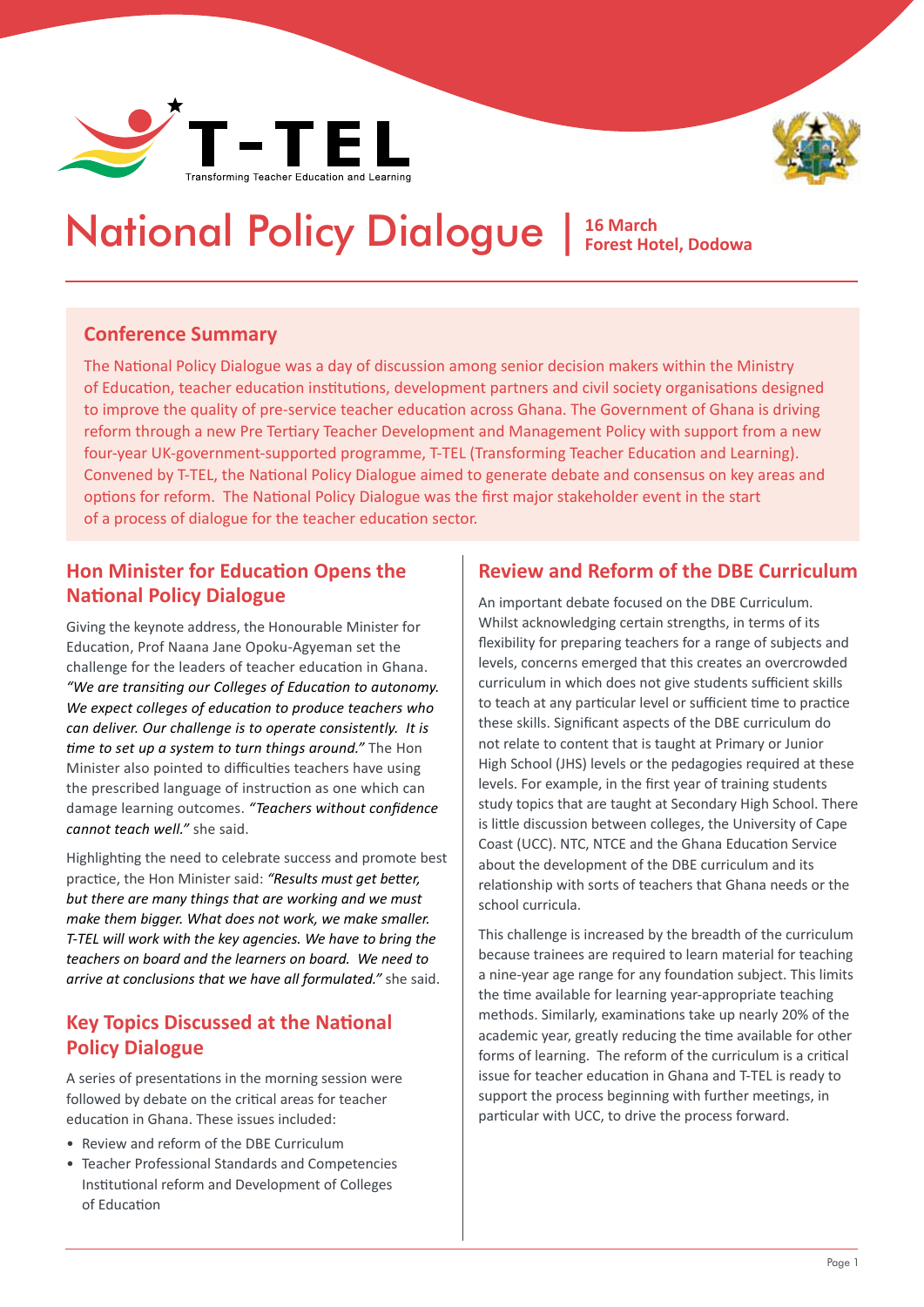T-TEL
Transforming Teacher Education and Learning

# National Policy Dialogue | 16 March Forest Hotel, Dodowa

## Conference Summary

The National Policy Dialogue was a day of discussion among senior decision makers within the Ministry of Education, teacher education institutions, development partners and civil society organisations designed to improve the quality of pre-service teacher education across Ghana. The Government of Ghana is driving reform through a new Pre Tertiary Teacher Development and Management Policy with support from a new four-year UK-government-supported programme, T-TEL (Transforming Teacher Education and Learning). Convened by T-TEL, the National Policy Dialogue aimed to generate debate and consensus on key areas and options for reform. The National Policy Dialogue was the first major stakeholder event in the start of a process of dialogue for the teacher education sector.

## Hon Minister for Education Opens the National Policy Dialogue

Giving the keynote address, the Honourable Minister for Education, Prof Naana Jane Opoku-Agyeman set the challenge for the leaders of teacher education in Ghana. *"We are transiting our Colleges of Education to autonomy. We expect colleges of education to produce teachers who can deliver. Our challenge is to operate consistently. It is time to set up a system to turn things around."* The Hon Minister also pointed to difficulties teachers have using the prescribed language of instruction as one which can damage learning outcomes. *"Teachers without confidence cannot teach well."* she said.

Highlighting the need to celebrate success and promote best practice, the Hon Minister said: *"Results must get better, but there are many things that are working and we must make them bigger. What does not work, we make smaller. T-TEL will work with the key agencies. We have to bring the teachers on board and the learners on board. We need to arrive at conclusions that we have all formulated."* she said.

## Key Topics Discussed at the National Policy Dialogue

A series of presentations in the morning session were followed by debate on the critical areas for teacher education in Ghana. These issues included:

- Review and reform of the DBE Curriculum
- Teacher Professional Standards and Competencies Institutional reform and Development of Colleges of Education

## Review and Reform of the DBE Curriculum

An important debate focused on the DBE Curriculum. Whilst acknowledging certain strengths, in terms of its flexibility for preparing teachers for a range of subjects and levels, concerns emerged that this creates an overcrowded curriculum in which does not give students sufficient skills to teach at any particular level or sufficient time to practice these skills. Significant aspects of the DBE curriculum do not relate to content that is taught at Primary or Junior High School (JHS) levels or the pedagogies required at these levels. For example, in the first year of training students study topics that are taught at Secondary High School. There is little discussion between colleges, the University of Cape Coast (UCC). NTC, NTCE and the Ghana Education Service about the development of the DBE curriculum and its relationship with sorts of teachers that Ghana needs or the school curricula.

This challenge is increased by the breadth of the curriculum because trainees are required to learn material for teaching a nine-year age range for any foundation subject. This limits the time available for learning year-appropriate teaching methods. Similarly, examinations take up nearly 20% of the academic year, greatly reducing the time available for other forms of learning. The reform of the curriculum is a critical issue for teacher education in Ghana and T-TEL is ready to support the process beginning with further meetings, in particular with UCC, to drive the process forward.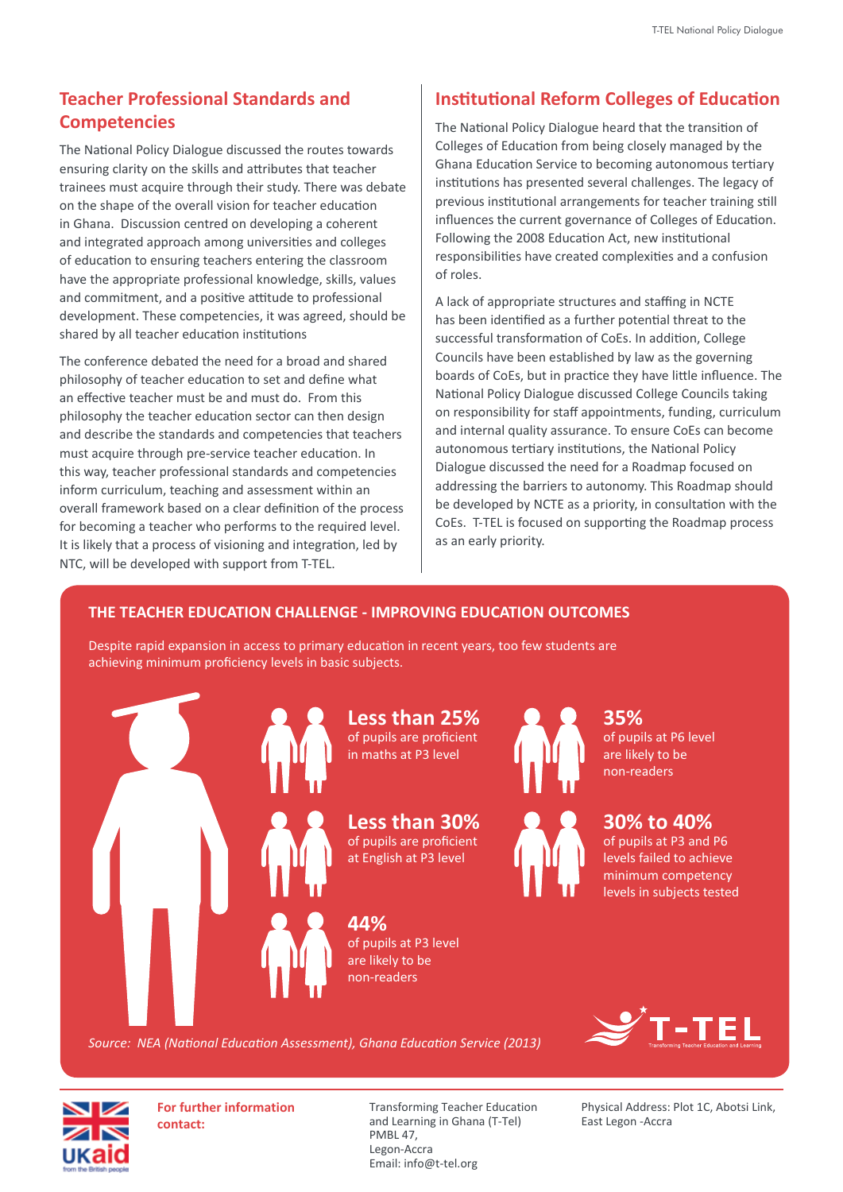## Teacher Professional Standards and Competencies

The National Policy Dialogue discussed the routes towards ensuring clarity on the skills and attributes that teacher trainees must acquire through their study. There was debate on the shape of the overall vision for teacher education in Ghana. Discussion centred on developing a coherent and integrated approach among universities and colleges of education to ensuring teachers entering the classroom have the appropriate professional knowledge, skills, values and commitment, and a positive attitude to professional development. These competencies, it was agreed, should be shared by all teacher education institutions

The conference debated the need for a broad and shared philosophy of teacher education to set and define what an effective teacher must be and must do. From this philosophy the teacher education sector can then design and describe the standards and competencies that teachers must acquire through pre-service teacher education. In this way, teacher professional standards and competencies inform curriculum, teaching and assessment within an overall framework based on a clear definition of the process for becoming a teacher who performs to the required level. It is likely that a process of visioning and integration, led by NTC, will be developed with support from T-TEL.

## Institutional Reform Colleges of Education

The National Policy Dialogue heard that the transition of Colleges of Education from being closely managed by the Ghana Education Service to becoming autonomous tertiary institutions has presented several challenges. The legacy of previous institutional arrangements for teacher training still influences the current governance of Colleges of Education. Following the 2008 Education Act, new institutional responsibilities have created complexities and a confusion of roles.

A lack of appropriate structures and staffing in NCTE has been identified as a further potential threat to the successful transformation of CoEs. In addition, College Councils have been established by law as the governing boards of CoEs, but in practice they have little influence. The National Policy Dialogue discussed College Councils taking on responsibility for staff appointments, funding, curriculum and internal quality assurance. To ensure CoEs can become autonomous tertiary institutions, the National Policy Dialogue discussed the need for a Roadmap focused on addressing the barriers to autonomy. This Roadmap should be developed by NCTE as a priority, in consultation with the CoEs. T-TEL is focused on supporting the Roadmap process as an early priority.

### THE TEACHER EDUCATION CHALLENGE - IMPROVING EDUCATION OUTCOMES

Despite rapid expansion in access to primary education in recent years, too few students are achieving minimum proficiency levels in basic subjects.

**Less than 25%**
of pupils are proficient in maths at P3 level

**Less than 30%**
of pupils are proficient at English at P3 level

**44%**
of pupils at P3 level are likely to be non-readers

**35%**
of pupils at P6 level are likely to be non-readers

**30% to 40%**
of pupils at P3 and P6 levels failed to achieve minimum competency levels in subjects tested

*Source: NEA (National Education Assessment), Ghana Education Service (2013)*

T-TEL
Transforming Teacher Education and Learning

UKaid from the British people

**For further information contact:**

Transforming Teacher Education and Learning in Ghana (T-Tel)
PMBL 47,
Legon-Accra
Email: info@t-tel.org

Physical Address: Plot 1C, Abotsi Link, East Legon -Accra